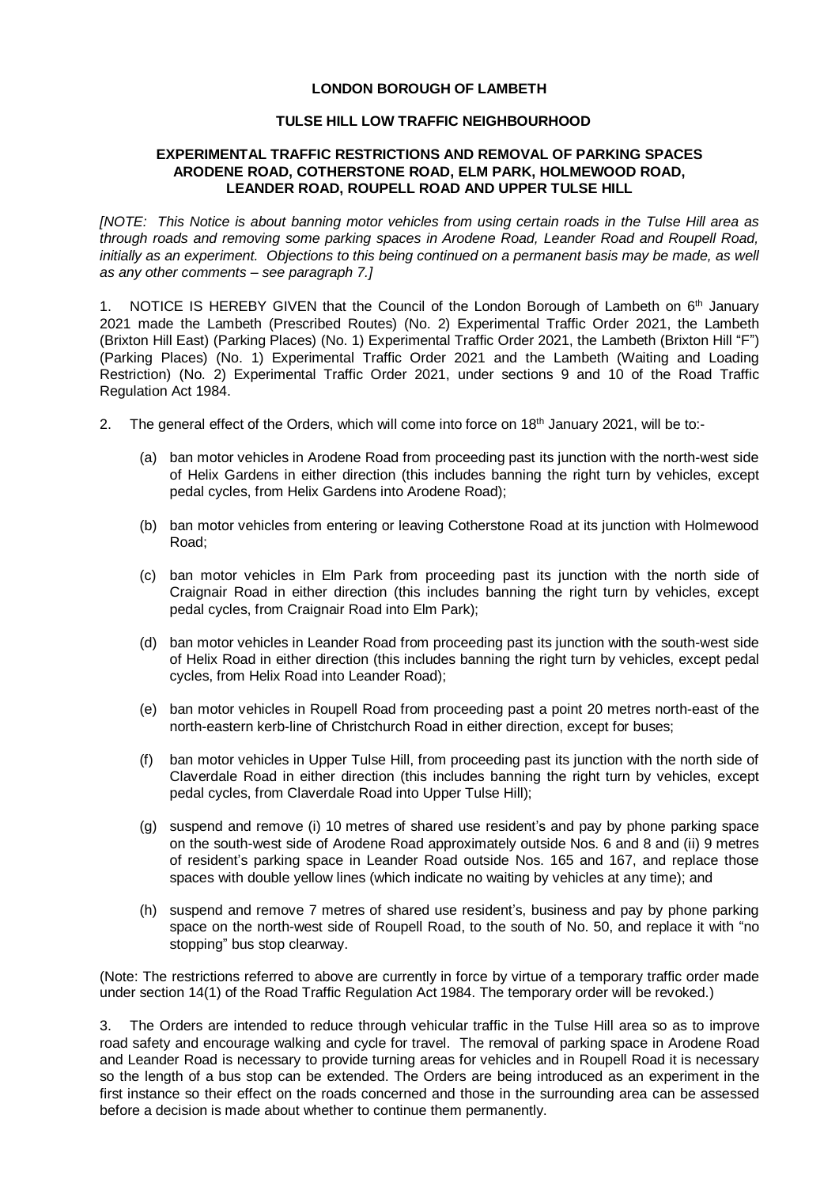**LONDON BOROUGH OF LAMBETH**

**TULSE HILL LOW TRAFFIC NEIGHBOURHOOD**

**EXPERIMENTAL TRAFFIC RESTRICTIONS AND REMOVAL OF PARKING SPACES ARODENE ROAD, COTHERSTONE ROAD, ELM PARK, HOLMEWOOD ROAD, LEANDER ROAD, ROUPELL ROAD AND UPPER TULSE HILL**

*[NOTE: This Notice is about banning motor vehicles from using certain roads in the Tulse Hill area as through roads and removing some parking spaces in Arodene Road, Leander Road and Roupell Road, initially as an experiment. Objections to this being continued on a permanent basis may be made, as well as any other comments – see paragraph 7.]*

1. NOTICE IS HEREBY GIVEN that the Council of the London Borough of Lambeth on 6th January 2021 made the Lambeth (Prescribed Routes) (No. 2) Experimental Traffic Order 2021, the Lambeth (Brixton Hill East) (Parking Places) (No. 1) Experimental Traffic Order 2021, the Lambeth (Brixton Hill "F") (Parking Places) (No. 1) Experimental Traffic Order 2021 and the Lambeth (Waiting and Loading Restriction) (No. 2) Experimental Traffic Order 2021, under sections 9 and 10 of the Road Traffic Regulation Act 1984.

2. The general effect of the Orders, which will come into force on 18th January 2021, will be to:-

   (a) ban motor vehicles in Arodene Road from proceeding past its junction with the north-west side of Helix Gardens in either direction (this includes banning the right turn by vehicles, except pedal cycles, from Helix Gardens into Arodene Road);

   (b) ban motor vehicles from entering or leaving Cotherstone Road at its junction with Holmewood Road;

   (c) ban motor vehicles in Elm Park from proceeding past its junction with the north side of Craignair Road in either direction (this includes banning the right turn by vehicles, except pedal cycles, from Craignair Road into Elm Park);

   (d) ban motor vehicles in Leander Road from proceeding past its junction with the south-west side of Helix Road in either direction (this includes banning the right turn by vehicles, except pedal cycles, from Helix Road into Leander Road);

   (e) ban motor vehicles in Roupell Road from proceeding past a point 20 metres north-east of the north-eastern kerb-line of Christchurch Road in either direction, except for buses;

   (f) ban motor vehicles in Upper Tulse Hill, from proceeding past its junction with the north side of Claverdale Road in either direction (this includes banning the right turn by vehicles, except pedal cycles, from Claverdale Road into Upper Tulse Hill);

   (g) suspend and remove (i) 10 metres of shared use resident's and pay by phone parking space on the south-west side of Arodene Road approximately outside Nos. 6 and 8 and (ii) 9 metres of resident's parking space in Leander Road outside Nos. 165 and 167, and replace those spaces with double yellow lines (which indicate no waiting by vehicles at any time); and

   (h) suspend and remove 7 metres of shared use resident's, business and pay by phone parking space on the north-west side of Roupell Road, to the south of No. 50, and replace it with "no stopping" bus stop clearway.

(Note: The restrictions referred to above are currently in force by virtue of a temporary traffic order made under section 14(1) of the Road Traffic Regulation Act 1984. The temporary order will be revoked.)

3. The Orders are intended to reduce through vehicular traffic in the Tulse Hill area so as to improve road safety and encourage walking and cycle for travel. The removal of parking space in Arodene Road and Leander Road is necessary to provide turning areas for vehicles and in Roupell Road it is necessary so the length of a bus stop can be extended. The Orders are being introduced as an experiment in the first instance so their effect on the roads concerned and those in the surrounding area can be assessed before a decision is made about whether to continue them permanently.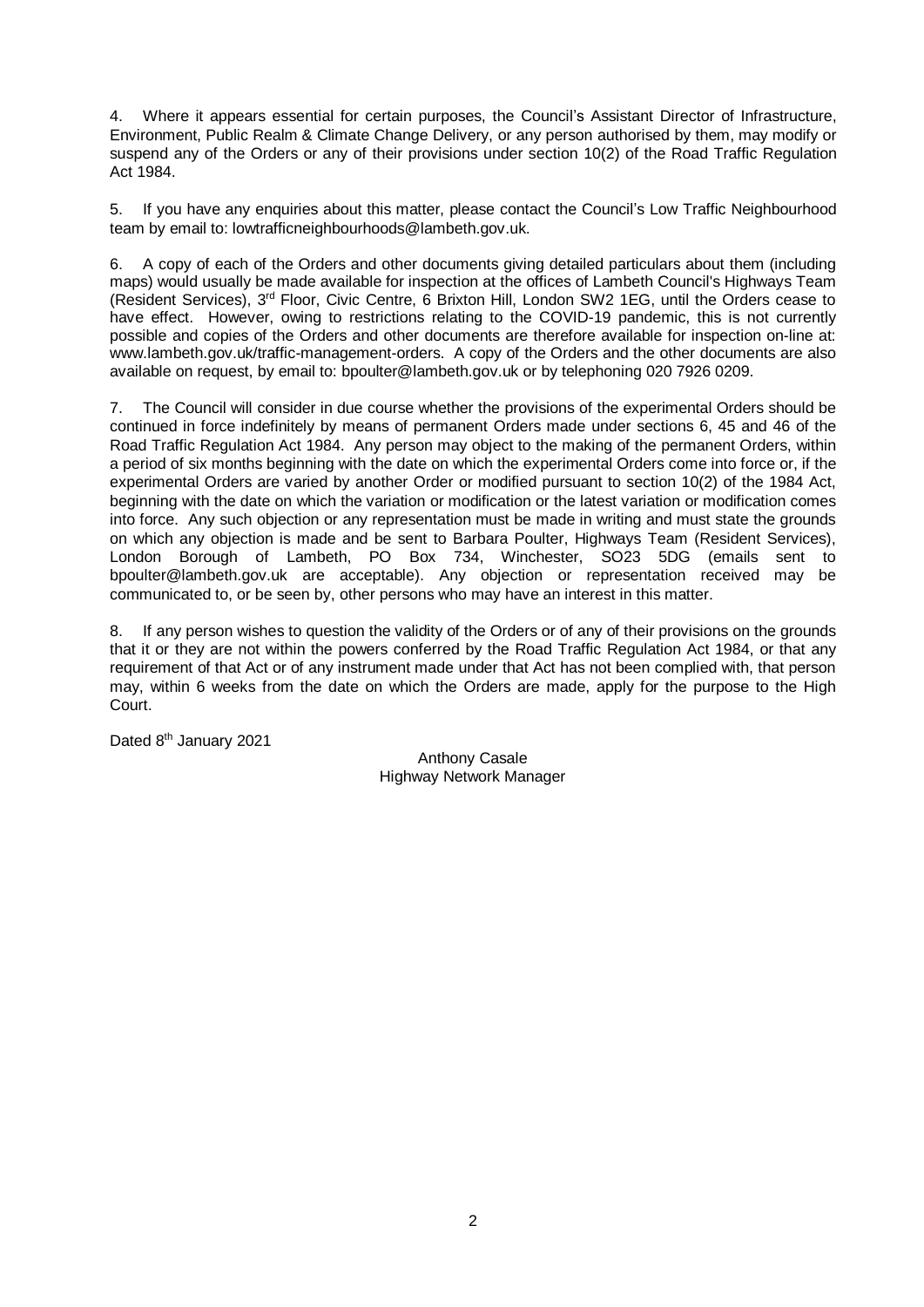4. Where it appears essential for certain purposes, the Council's Assistant Director of Infrastructure, Environment, Public Realm & Climate Change Delivery, or any person authorised by them, may modify or suspend any of the Orders or any of their provisions under section 10(2) of the Road Traffic Regulation Act 1984.

5. If you have any enquiries about this matter, please contact the Council's Low Traffic Neighbourhood team by email to: lowtrafficneighbourhoods@lambeth.gov.uk.

6. A copy of each of the Orders and other documents giving detailed particulars about them (including maps) would usually be made available for inspection at the offices of Lambeth Council's Highways Team (Resident Services), 3rd Floor, Civic Centre, 6 Brixton Hill, London SW2 1EG, until the Orders cease to have effect. However, owing to restrictions relating to the COVID-19 pandemic, this is not currently possible and copies of the Orders and other documents are therefore available for inspection on-line at: www.lambeth.gov.uk/traffic-management-orders. A copy of the Orders and the other documents are also available on request, by email to: bpoulter@lambeth.gov.uk or by telephoning 020 7926 0209.

7. The Council will consider in due course whether the provisions of the experimental Orders should be continued in force indefinitely by means of permanent Orders made under sections 6, 45 and 46 of the Road Traffic Regulation Act 1984. Any person may object to the making of the permanent Orders, within a period of six months beginning with the date on which the experimental Orders come into force or, if the experimental Orders are varied by another Order or modified pursuant to section 10(2) of the 1984 Act, beginning with the date on which the variation or modification or the latest variation or modification comes into force. Any such objection or any representation must be made in writing and must state the grounds on which any objection is made and be sent to Barbara Poulter, Highways Team (Resident Services), London Borough of Lambeth, PO Box 734, Winchester, SO23 5DG (emails sent to bpoulter@lambeth.gov.uk are acceptable). Any objection or representation received may be communicated to, or be seen by, other persons who may have an interest in this matter.

8. If any person wishes to question the validity of the Orders or of any of their provisions on the grounds that it or they are not within the powers conferred by the Road Traffic Regulation Act 1984, or that any requirement of that Act or of any instrument made under that Act has not been complied with, that person may, within 6 weeks from the date on which the Orders are made, apply for the purpose to the High Court.

Dated 8th January 2021

Anthony Casale
Highway Network Manager